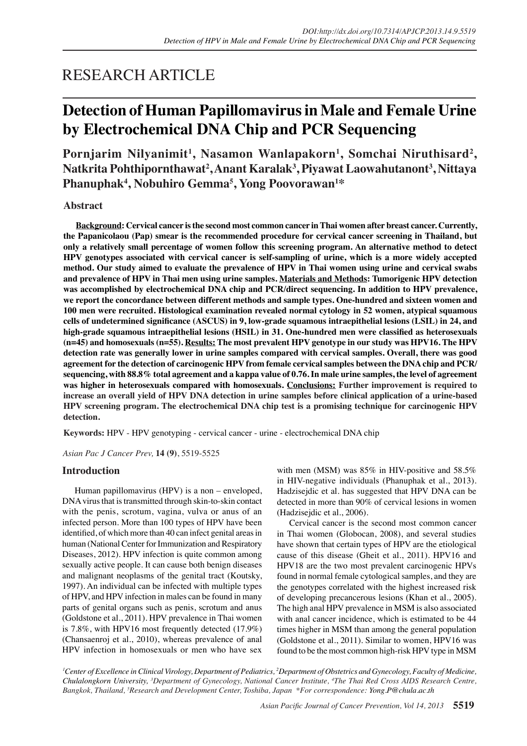RESEARCH ARTICLE

# Detection of Human Papillomavirus in Male and Female Urine by Electrochemical DNA Chip and PCR Sequencing

**Pornjarim Nilyanimit[1], Nasamon Wanlapakorn[1], Somchai Niruthisard[2], Natkrita Pohthipornthawat[2], Anant Karalak[3], Piyawat Laowahutanont[3], Nittaya Phanuphak[4], Nobuhiro Gemma[5], Yong Poovorawan[1]***

## Abstract

**Background: Cervical cancer is the second most common cancer in Thai women after breast cancer. Currently, the Papanicolaou (Pap) smear is the recommended procedure for cervical cancer screening in Thailand, but only a relatively small percentage of women follow this screening program. An alternative method to detect HPV genotypes associated with cervical cancer is self-sampling of urine, which is a more widely accepted method. Our study aimed to evaluate the prevalence of HPV in Thai women using urine and cervical swabs and prevalence of HPV in Thai men using urine samples. Materials and Methods: Tumorigenic HPV detection was accomplished by electrochemical DNA chip and PCR/direct sequencing. In addition to HPV prevalence, we report the concordance between different methods and sample types. One-hundred and sixteen women and 100 men were recruited. Histological examination revealed normal cytology in 52 women, atypical squamous cells of undetermined significance (ASCUS) in 9, low-grade squamous intraepithelial lesions (LSIL) in 24, and high-grade squamous intraepithelial lesions (HSIL) in 31. One-hundred men were classified as heterosexuals (n=45) and homosexuals (n=55). Results: The most prevalent HPV genotype in our study was HPV16. The HPV detection rate was generally lower in urine samples compared with cervical samples. Overall, there was good agreement for the detection of carcinogenic HPV from female cervical samples between the DNA chip and PCR/sequencing, with 88.8% total agreement and a kappa value of 0.76. In male urine samples, the level of agreement was higher in heterosexuals compared with homosexuals. Conclusions: Further improvement is required to increase an overall yield of HPV DNA detection in urine samples before clinical application of a urine-based HPV screening program. The electrochemical DNA chip test is a promising technique for carcinogenic HPV detection.**

**Keywords:** HPV - HPV genotyping - cervical cancer - urine - electrochemical DNA chip

*Asian Pac J Cancer Prev,* **14 (9)**, 5519-5525

## Introduction

Human papillomavirus (HPV) is a non – enveloped, DNA virus that is transmitted through skin-to-skin contact with the penis, scrotum, vagina, vulva or anus of an infected person. More than 100 types of HPV have been identified, of which more than 40 can infect genital areas in human (National Center for Immunization and Respiratory Diseases, 2012). HPV infection is quite common among sexually active people. It can cause both benign diseases and malignant neoplasms of the genital tract (Koutsky, 1997). An individual can be infected with multiple types of HPV, and HPV infection in males can be found in many parts of genital organs such as penis, scrotum and anus (Goldstone et al., 2011). HPV prevalence in Thai women is 7.8%, with HPV16 most frequently detected (17.9%) (Chansaenroj et al., 2010), whereas prevalence of anal HPV infection in homosexuals or men who have sex with men (MSM) was 85% in HIV-positive and 58.5% in HIV-negative individuals (Phanuphak et al., 2013). Hadzisejdic et al. has suggested that HPV DNA can be detected in more than 90% of cervical lesions in women (Hadzisejdic et al., 2006).

Cervical cancer is the second most common cancer in Thai women (Globocan, 2008), and several studies have shown that certain types of HPV are the etiological cause of this disease (Gheit et al., 2011). HPV16 and HPV18 are the two most prevalent carcinogenic HPVs found in normal female cytological samples, and they are the genotypes correlated with the highest increased risk of developing precancerous lesions (Khan et al., 2005). The high anal HPV prevalence in MSM is also associated with anal cancer incidence, which is estimated to be 44 times higher in MSM than among the general population (Goldstone et al., 2011). Similar to women, HPV16 was found to be the most common high-risk HPV type in MSM

[1]Center of Excellence in Clinical Virology, Department of Pediatrics, [2]Department of Obstetrics and Gynecology, Faculty of Medicine, Chulalongkorn University, [3]Department of Gynecology, National Cancer Institute, [4]The Thai Red Cross AIDS Research Centre, Bangkok, Thailand, [5]Research and Development Center, Toshiba, Japan *For correspondence: Yong.P@chula.ac.th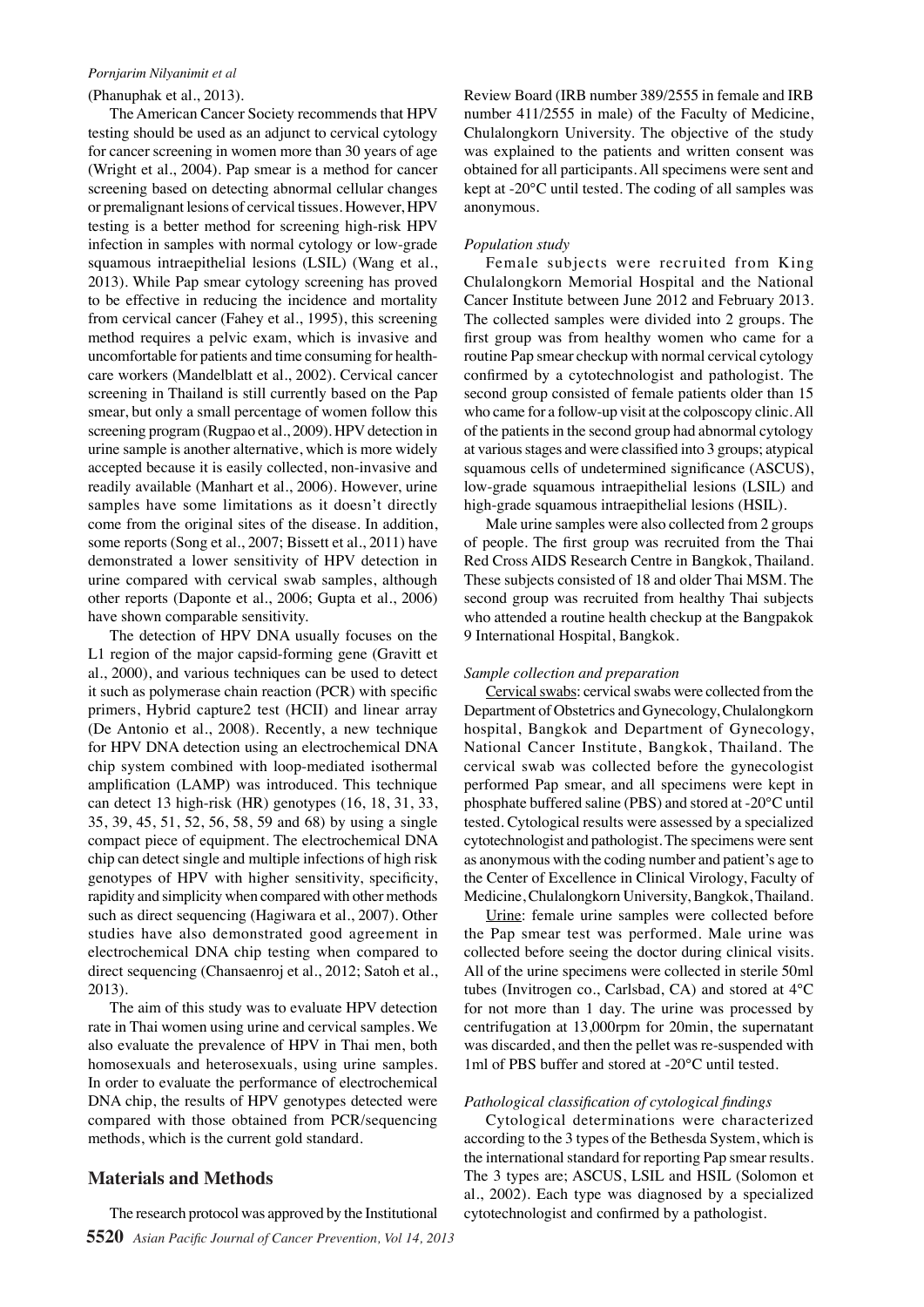(Phanuphak et al., 2013).

The American Cancer Society recommends that HPV testing should be used as an adjunct to cervical cytology for cancer screening in women more than 30 years of age (Wright et al., 2004). Pap smear is a method for cancer screening based on detecting abnormal cellular changes or premalignant lesions of cervical tissues. However, HPV testing is a better method for screening high-risk HPV infection in samples with normal cytology or low-grade squamous intraepithelial lesions (LSIL) (Wang et al., 2013). While Pap smear cytology screening has proved to be effective in reducing the incidence and mortality from cervical cancer (Fahey et al., 1995), this screening method requires a pelvic exam, which is invasive and uncomfortable for patients and time consuming for health-care workers (Mandelblatt et al., 2002). Cervical cancer screening in Thailand is still currently based on the Pap smear, but only a small percentage of women follow this screening program (Rugpao et al., 2009). HPV detection in urine sample is another alternative, which is more widely accepted because it is easily collected, non-invasive and readily available (Manhart et al., 2006). However, urine samples have some limitations as it doesn't directly come from the original sites of the disease. In addition, some reports (Song et al., 2007; Bissett et al., 2011) have demonstrated a lower sensitivity of HPV detection in urine compared with cervical swab samples, although other reports (Daponte et al., 2006; Gupta et al., 2006) have shown comparable sensitivity.

The detection of HPV DNA usually focuses on the L1 region of the major capsid-forming gene (Gravitt et al., 2000), and various techniques can be used to detect it such as polymerase chain reaction (PCR) with specific primers, Hybrid capture2 test (HCII) and linear array (De Antonio et al., 2008). Recently, a new technique for HPV DNA detection using an electrochemical DNA chip system combined with loop-mediated isothermal amplification (LAMP) was introduced. This technique can detect 13 high-risk (HR) genotypes (16, 18, 31, 33, 35, 39, 45, 51, 52, 56, 58, 59 and 68) by using a single compact piece of equipment. The electrochemical DNA chip can detect single and multiple infections of high risk genotypes of HPV with higher sensitivity, specificity, rapidity and simplicity when compared with other methods such as direct sequencing (Hagiwara et al., 2007). Other studies have also demonstrated good agreement in electrochemical DNA chip testing when compared to direct sequencing (Chansaenroj et al., 2012; Satoh et al., 2013).

The aim of this study was to evaluate HPV detection rate in Thai women using urine and cervical samples. We also evaluate the prevalence of HPV in Thai men, both homosexuals and heterosexuals, using urine samples. In order to evaluate the performance of electrochemical DNA chip, the results of HPV genotypes detected were compared with those obtained from PCR/sequencing methods, which is the current gold standard.

## Materials and Methods

The research protocol was approved by the Institutional Review Board (IRB number 389/2555 in female and IRB number 411/2555 in male) of the Faculty of Medicine, Chulalongkorn University. The objective of the study was explained to the patients and written consent was obtained for all participants. All specimens were sent and kept at -20°C until tested. The coding of all samples was anonymous.

### *Population study*

Female subjects were recruited from King Chulalongkorn Memorial Hospital and the National Cancer Institute between June 2012 and February 2013. The collected samples were divided into 2 groups. The first group was from healthy women who came for a routine Pap smear checkup with normal cervical cytology confirmed by a cytotechnologist and pathologist. The second group consisted of female patients older than 15 who came for a follow-up visit at the colposcopy clinic. All of the patients in the second group had abnormal cytology at various stages and were classified into 3 groups; atypical squamous cells of undetermined significance (ASCUS), low-grade squamous intraepithelial lesions (LSIL) and high-grade squamous intraepithelial lesions (HSIL).

Male urine samples were also collected from 2 groups of people. The first group was recruited from the Thai Red Cross AIDS Research Centre in Bangkok, Thailand. These subjects consisted of 18 and older Thai MSM. The second group was recruited from healthy Thai subjects who attended a routine health checkup at the Bangpakok 9 International Hospital, Bangkok.

### *Sample collection and preparation*

Cervical swabs: cervical swabs were collected from the Department of Obstetrics and Gynecology, Chulalongkorn hospital, Bangkok and Department of Gynecology, National Cancer Institute, Bangkok, Thailand. The cervical swab was collected before the gynecologist performed Pap smear, and all specimens were kept in phosphate buffered saline (PBS) and stored at -20°C until tested. Cytological results were assessed by a specialized cytotechnologist and pathologist. The specimens were sent as anonymous with the coding number and patient's age to the Center of Excellence in Clinical Virology, Faculty of Medicine, Chulalongkorn University, Bangkok, Thailand.

Urine: female urine samples were collected before the Pap smear test was performed. Male urine was collected before seeing the doctor during clinical visits. All of the urine specimens were collected in sterile 50ml tubes (Invitrogen co., Carlsbad, CA) and stored at 4°C for not more than 1 day. The urine was processed by centrifugation at 13,000rpm for 20min, the supernatant was discarded, and then the pellet was re-suspended with 1ml of PBS buffer and stored at -20°C until tested.

### *Pathological classification of cytological findings*

Cytological determinations were characterized according to the 3 types of the Bethesda System, which is the international standard for reporting Pap smear results. The 3 types are; ASCUS, LSIL and HSIL (Solomon et al., 2002). Each type was diagnosed by a specialized cytotechnologist and confirmed by a pathologist.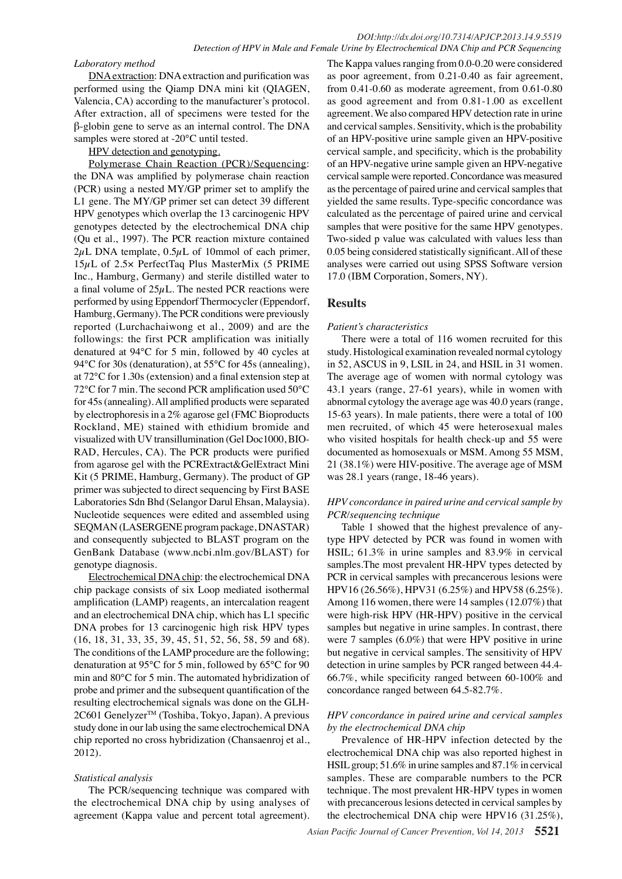*Laboratory method*

DNA extraction: DNA extraction and purification was performed using the Qiamp DNA mini kit (QIAGEN, Valencia, CA) according to the manufacturer's protocol. After extraction, all of specimens were tested for the β-globin gene to serve as an internal control. The DNA samples were stored at -20°C until tested.

HPV detection and genotyping.

Polymerase Chain Reaction (PCR)/Sequencing: the DNA was amplified by polymerase chain reaction (PCR) using a nested MY/GP primer set to amplify the L1 gene. The MY/GP primer set can detect 39 different HPV genotypes which overlap the 13 carcinogenic HPV genotypes detected by the electrochemical DNA chip (Qu et al., 1997). The PCR reaction mixture contained 2μL DNA template, 0.5μL of 10mmol of each primer, 15μL of 2.5× PerfectTaq Plus MasterMix (5 PRIME Inc., Hamburg, Germany) and sterile distilled water to a final volume of 25μL. The nested PCR reactions were performed by using Eppendorf Thermocycler (Eppendorf, Hamburg, Germany). The PCR conditions were previously reported (Lurchachaiwong et al., 2009) and are the followings: the first PCR amplification was initially denatured at 94°C for 5 min, followed by 40 cycles at 94°C for 30s (denaturation), at 55°C for 45s (annealing), at 72°C for 1.30s (extension) and a final extension step at 72°C for 7 min. The second PCR amplification used 50°C for 45s (annealing). All amplified products were separated by electrophoresis in a 2% agarose gel (FMC Bioproducts Rockland, ME) stained with ethidium bromide and visualized with UV transillumination (Gel Doc1000, BIO-RAD, Hercules, CA). The PCR products were purified from agarose gel with the PCRExtract&GelExtract Mini Kit (5 PRIME, Hamburg, Germany). The product of GP primer was subjected to direct sequencing by First BASE Laboratories Sdn Bhd (Selangor Darul Ehsan, Malaysia). Nucleotide sequences were edited and assembled using SEQMAN (LASERGENE program package, DNASTAR) and consequently subjected to BLAST program on the GenBank Database (www.ncbi.nlm.gov/BLAST) for genotype diagnosis.

Electrochemical DNA chip: the electrochemical DNA chip package consists of six Loop mediated isothermal amplification (LAMP) reagents, an intercalation reagent and an electrochemical DNA chip, which has L1 specific DNA probes for 13 carcinogenic high risk HPV types (16, 18, 31, 33, 35, 39, 45, 51, 52, 56, 58, 59 and 68). The conditions of the LAMP procedure are the following; denaturation at 95°C for 5 min, followed by 65°C for 90 min and 80°C for 5 min. The automated hybridization of probe and primer and the subsequent quantification of the resulting electrochemical signals was done on the GLH-2C601 Genelyzer™ (Toshiba, Tokyo, Japan). A previous study done in our lab using the same electrochemical DNA chip reported no cross hybridization (Chansaenroj et al., 2012).

*Statistical analysis*

The PCR/sequencing technique was compared with the electrochemical DNA chip by using analyses of agreement (Kappa value and percent total agreement). The Kappa values ranging from 0.0-0.20 were considered as poor agreement, from 0.21-0.40 as fair agreement, from 0.41-0.60 as moderate agreement, from 0.61-0.80 as good agreement and from 0.81-1.00 as excellent agreement. We also compared HPV detection rate in urine and cervical samples. Sensitivity, which is the probability of an HPV-positive urine sample given an HPV-positive cervical sample, and specificity, which is the probability of an HPV-negative urine sample given an HPV-negative cervical sample were reported. Concordance was measured as the percentage of paired urine and cervical samples that yielded the same results. Type-specific concordance was calculated as the percentage of paired urine and cervical samples that were positive for the same HPV genotypes. Two-sided p value was calculated with values less than 0.05 being considered statistically significant. All of these analyses were carried out using SPSS Software version 17.0 (IBM Corporation, Somers, NY).

## Results

*Patient's characteristics*

There were a total of 116 women recruited for this study. Histological examination revealed normal cytology in 52, ASCUS in 9, LSIL in 24, and HSIL in 31 women. The average age of women with normal cytology was 43.1 years (range, 27-61 years), while in women with abnormal cytology the average age was 40.0 years (range, 15-63 years). In male patients, there were a total of 100 men recruited, of which 45 were heterosexual males who visited hospitals for health check-up and 55 were documented as homosexuals or MSM. Among 55 MSM, 21 (38.1%) were HIV-positive. The average age of MSM was 28.1 years (range, 18-46 years).

*HPV concordance in paired urine and cervical sample by PCR/sequencing technique*

Table 1 showed that the highest prevalence of any-type HPV detected by PCR was found in women with HSIL; 61.3% in urine samples and 83.9% in cervical samples.The most prevalent HR-HPV types detected by PCR in cervical samples with precancerous lesions were HPV16 (26.56%), HPV31 (6.25%) and HPV58 (6.25%). Among 116 women, there were 14 samples (12.07%) that were high-risk HPV (HR-HPV) positive in the cervical samples but negative in urine samples. In contrast, there were 7 samples (6.0%) that were HPV positive in urine but negative in cervical samples. The sensitivity of HPV detection in urine samples by PCR ranged between 44.4-66.7%, while specificity ranged between 60-100% and concordance ranged between 64.5-82.7%.

*HPV concordance in paired urine and cervical samples by the electrochemical DNA chip*

Prevalence of HR-HPV infection detected by the electrochemical DNA chip was also reported highest in HSIL group; 51.6% in urine samples and 87.1% in cervical samples. These are comparable numbers to the PCR technique. The most prevalent HR-HPV types in women with precancerous lesions detected in cervical samples by the electrochemical DNA chip were HPV16 (31.25%),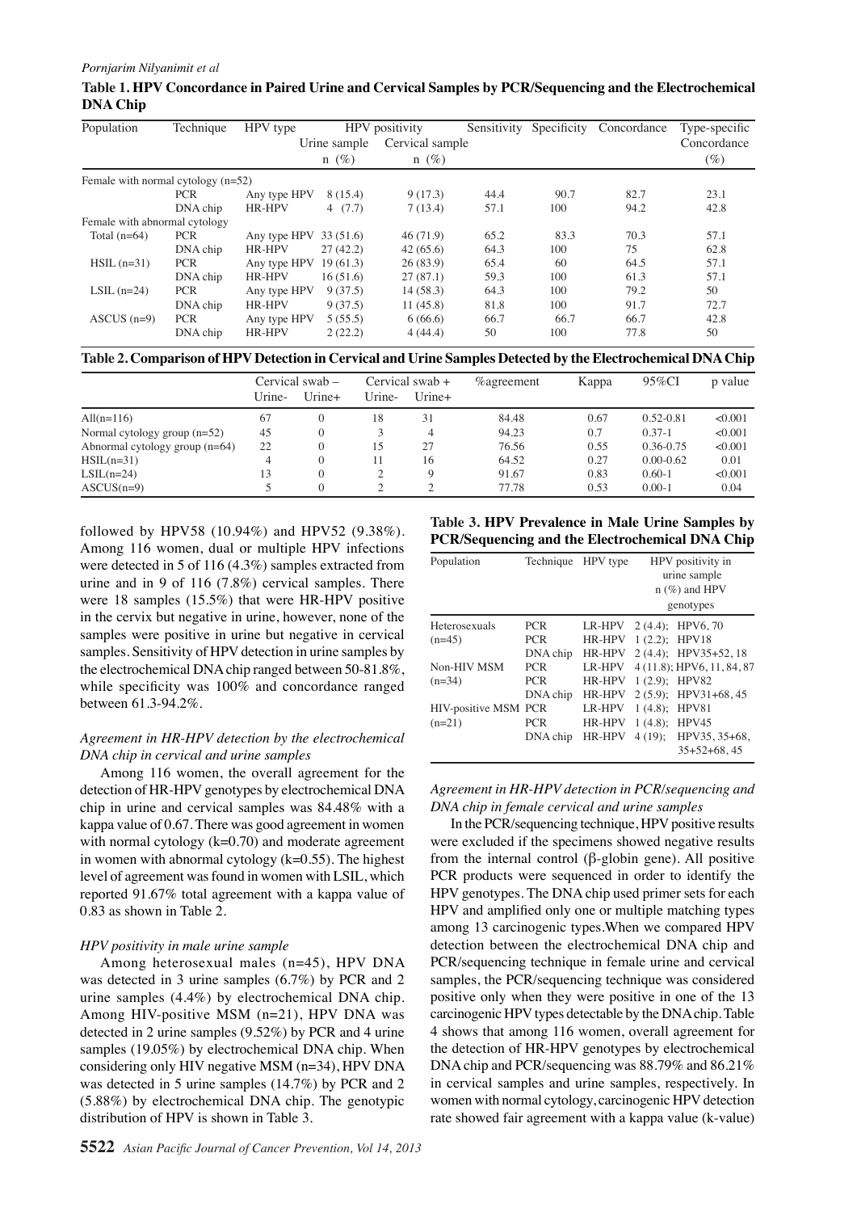**Table 1. HPV Concordance in Paired Urine and Cervical Samples by PCR/Sequencing and the Electrochemical DNA Chip**

| Population | Technique | HPV type | HPV positivity Urine sample n (%) | HPV positivity Cervical sample n (%) | Sensitivity | Specificity | Concordance | Type-specific Concordance (%) |
|---|---|---|---|---|---|---|---|---|
| Female with normal cytology (n=52) | | | | | | | | |
| | PCR | Any type HPV | 8 (15.4) | 9 (17.3) | 44.4 | 90.7 | 82.7 | 23.1 |
| | DNA chip | HR-HPV | 4 (7.7) | 7 (13.4) | 57.1 | 100 | 94.2 | 42.8 |
| Female with abnormal cytology | | | | | | | | |
| Total (n=64) | PCR | Any type HPV | 33 (51.6) | 46 (71.9) | 65.2 | 83.3 | 70.3 | 57.1 |
| | DNA chip | HR-HPV | 27 (42.2) | 42 (65.6) | 64.3 | 100 | 75 | 62.8 |
| HSIL (n=31) | PCR | Any type HPV | 19 (61.3) | 26 (83.9) | 65.4 | 60 | 64.5 | 57.1 |
| | DNA chip | HR-HPV | 16 (51.6) | 27 (87.1) | 59.3 | 100 | 61.3 | 57.1 |
| LSIL (n=24) | PCR | Any type HPV | 9 (37.5) | 14 (58.3) | 64.3 | 100 | 79.2 | 50 |
| | DNA chip | HR-HPV | 9 (37.5) | 11 (45.8) | 81.8 | 100 | 91.7 | 72.7 |
| ASCUS (n=9) | PCR | Any type HPV | 5 (55.5) | 6 (66.6) | 66.7 | 66.7 | 66.7 | 42.8 |
| | DNA chip | HR-HPV | 2 (22.2) | 4 (44.4) | 50 | 100 | 77.8 | 50 |

**Table 2. Comparison of HPV Detection in Cervical and Urine Samples Detected by the Electrochemical DNA Chip**

| | Cervical swab – Urine- | Cervical swab – Urine+ | Cervical swab + Urine- | Cervical swab + Urine+ | %agreement | Kappa | 95%CI | p value |
|---|---|---|---|---|---|---|---|---|
| All(n=116) | 67 | 0 | 18 | 31 | 84.48 | 0.67 | 0.52-0.81 | <0.001 |
| Normal cytology group (n=52) | 45 | 0 | 3 | 4 | 94.23 | 0.7 | 0.37-1 | <0.001 |
| Abnormal cytology group (n=64) | 22 | 0 | 15 | 27 | 76.56 | 0.55 | 0.36-0.75 | <0.001 |
| HSIL(n=31) | 4 | 0 | 11 | 16 | 64.52 | 0.27 | 0.00-0.62 | 0.01 |
| LSIL(n=24) | 13 | 0 | 2 | 9 | 91.67 | 0.83 | 0.60-1 | <0.001 |
| ASCUS(n=9) | 5 | 0 | 2 | 2 | 77.78 | 0.53 | 0.00-1 | 0.04 |

followed by HPV58 (10.94%) and HPV52 (9.38%). Among 116 women, dual or multiple HPV infections were detected in 5 of 116 (4.3%) samples extracted from urine and in 9 of 116 (7.8%) cervical samples. There were 18 samples (15.5%) that were HR-HPV positive in the cervix but negative in urine, however, none of the samples were positive in urine but negative in cervical samples. Sensitivity of HPV detection in urine samples by the electrochemical DNA chip ranged between 50-81.8%, while specificity was 100% and concordance ranged between 61.3-94.2%.

*Agreement in HR-HPV detection by the electrochemical DNA chip in cervical and urine samples*

Among 116 women, the overall agreement for the detection of HR-HPV genotypes by electrochemical DNA chip in urine and cervical samples was 84.48% with a kappa value of 0.67. There was good agreement in women with normal cytology (k=0.70) and moderate agreement in women with abnormal cytology (k=0.55). The highest level of agreement was found in women with LSIL, which reported 91.67% total agreement with a kappa value of 0.83 as shown in Table 2.

*HPV positivity in male urine sample*

Among heterosexual males (n=45), HPV DNA was detected in 3 urine samples (6.7%) by PCR and 2 urine samples (4.4%) by electrochemical DNA chip. Among HIV-positive MSM (n=21), HPV DNA was detected in 2 urine samples (9.52%) by PCR and 4 urine samples (19.05%) by electrochemical DNA chip. When considering only HIV negative MSM (n=34), HPV DNA was detected in 5 urine samples (14.7%) by PCR and 2 (5.88%) by electrochemical DNA chip. The genotypic distribution of HPV is shown in Table 3.

**Table 3. HPV Prevalence in Male Urine Samples by PCR/Sequencing and the Electrochemical DNA Chip**

| Population | Technique | HPV type | HPV positivity in urine sample n (%) and HPV genotypes |
|---|---|---|---|
| Heterosexuals | PCR | LR-HPV | 2 (4.4); HPV6, 70 |
| (n=45) | PCR | HR-HPV | 1 (2.2); HPV18 |
| | DNA chip | HR-HPV | 2 (4.4); HPV35+52, 18 |
| Non-HIV MSM | PCR | LR-HPV | 4 (11.8); HPV6, 11, 84, 87 |
| (n=34) | PCR | HR-HPV | 1 (2.9); HPV82 |
| | DNA chip | HR-HPV | 2 (5.9); HPV31+68, 45 |
| HIV-positive MSM | PCR | LR-HPV | 1 (4.8); HPV81 |
| (n=21) | PCR | HR-HPV | 1 (4.8); HPV45 |
| | DNA chip | HR-HPV | 4 (19); HPV35, 35+68, 35+52+68, 45 |

*Agreement in HR-HPV detection in PCR/sequencing and DNA chip in female cervical and urine samples*

In the PCR/sequencing technique, HPV positive results were excluded if the specimens showed negative results from the internal control (β-globin gene). All positive PCR products were sequenced in order to identify the HPV genotypes. The DNA chip used primer sets for each HPV and amplified only one or multiple matching types among 13 carcinogenic types. When we compared HPV detection between the electrochemical DNA chip and PCR/sequencing technique in female urine and cervical samples, the PCR/sequencing technique was considered positive only when they were positive in one of the 13 carcinogenic HPV types detectable by the DNA chip. Table 4 shows that among 116 women, overall agreement for the detection of HR-HPV genotypes by electrochemical DNA chip and PCR/sequencing was 88.79% and 86.21% in cervical samples and urine samples, respectively. In women with normal cytology, carcinogenic HPV detection rate showed fair agreement with a kappa value (k-value)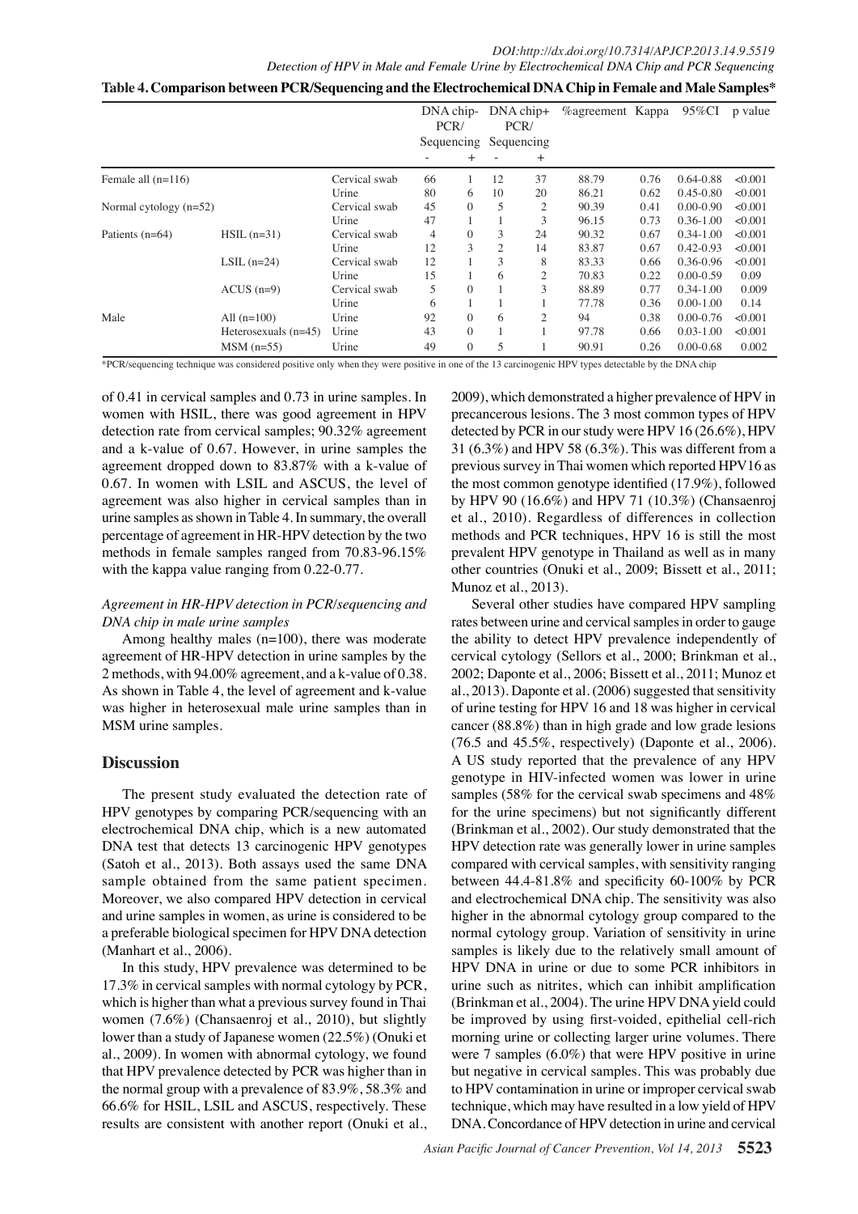**Table 4. Comparison between PCR/Sequencing and the Electrochemical DNA Chip in Female and Male Samples***

| | | | DNA chip- PCR/ Sequencing | | DNA chip+ PCR/ Sequencing | | %agreement | Kappa | 95%CI | p value |
|---|---|---|---|---|---|---|---|---|---|---|
| | | | - | + | - | + | | | | |
| Female all (n=116) | | Cervical swab | 66 | 1 | 12 | 37 | 88.79 | 0.76 | 0.64-0.88 | <0.001 |
| | | Urine | 80 | 6 | 10 | 20 | 86.21 | 0.62 | 0.45-0.80 | <0.001 |
| Normal cytology (n=52) | | Cervical swab | 45 | 0 | 5 | 2 | 90.39 | 0.41 | 0.00-0.90 | <0.001 |
| | | Urine | 47 | 1 | 1 | 3 | 96.15 | 0.73 | 0.36-1.00 | <0.001 |
| Patients (n=64) | HSIL (n=31) | Cervical swab | 4 | 0 | 3 | 24 | 90.32 | 0.67 | 0.34-1.00 | <0.001 |
| | | Urine | 12 | 3 | 2 | 14 | 83.87 | 0.67 | 0.42-0.93 | <0.001 |
| | LSIL (n=24) | Cervical swab | 12 | 1 | 3 | 8 | 83.33 | 0.66 | 0.36-0.96 | <0.001 |
| | | Urine | 15 | 1 | 6 | 2 | 70.83 | 0.22 | 0.00-0.59 | 0.09 |
| | ACUS (n=9) | Cervical swab | 5 | 0 | 1 | 3 | 88.89 | 0.77 | 0.34-1.00 | 0.009 |
| | | Urine | 6 | 1 | 1 | 1 | 77.78 | 0.36 | 0.00-1.00 | 0.14 |
| Male | All (n=100) | Urine | 92 | 0 | 6 | 2 | 94 | 0.38 | 0.00-0.76 | <0.001 |
| | Heterosexuals (n=45) | Urine | 43 | 0 | 1 | 1 | 97.78 | 0.66 | 0.03-1.00 | <0.001 |
| | MSM (n=55) | Urine | 49 | 0 | 5 | 1 | 90.91 | 0.26 | 0.00-0.68 | 0.002 |

*PCR/sequencing technique was considered positive only when they were positive in one of the 13 carcinogenic HPV types detectable by the DNA chip

of 0.41 in cervical samples and 0.73 in urine samples. In women with HSIL, there was good agreement in HPV detection rate from cervical samples; 90.32% agreement and a k-value of 0.67. However, in urine samples the agreement dropped down to 83.87% with a k-value of 0.67. In women with LSIL and ASCUS, the level of agreement was also higher in cervical samples than in urine samples as shown in Table 4. In summary, the overall percentage of agreement in HR-HPV detection by the two methods in female samples ranged from 70.83-96.15% with the kappa value ranging from 0.22-0.77.

### *Agreement in HR-HPV detection in PCR/sequencing and DNA chip in male urine samples*

Among healthy males (n=100), there was moderate agreement of HR-HPV detection in urine samples by the 2 methods, with 94.00% agreement, and a k-value of 0.38. As shown in Table 4, the level of agreement and k-value was higher in heterosexual male urine samples than in MSM urine samples.

## Discussion

The present study evaluated the detection rate of HPV genotypes by comparing PCR/sequencing with an electrochemical DNA chip, which is a new automated DNA test that detects 13 carcinogenic HPV genotypes (Satoh et al., 2013). Both assays used the same DNA sample obtained from the same patient specimen. Moreover, we also compared HPV detection in cervical and urine samples in women, as urine is considered to be a preferable biological specimen for HPV DNA detection (Manhart et al., 2006).

In this study, HPV prevalence was determined to be 17.3% in cervical samples with normal cytology by PCR, which is higher than what a previous survey found in Thai women (7.6%) (Chansaenroj et al., 2010), but slightly lower than a study of Japanese women (22.5%) (Onuki et al., 2009). In women with abnormal cytology, we found that HPV prevalence detected by PCR was higher than in the normal group with a prevalence of 83.9%, 58.3% and 66.6% for HSIL, LSIL and ASCUS, respectively. These results are consistent with another report (Onuki et al., 2009), which demonstrated a higher prevalence of HPV in precancerous lesions. The 3 most common types of HPV detected by PCR in our study were HPV 16 (26.6%), HPV 31 (6.3%) and HPV 58 (6.3%). This was different from a previous survey in Thai women which reported HPV16 as the most common genotype identified (17.9%), followed by HPV 90 (16.6%) and HPV 71 (10.3%) (Chansaenroj et al., 2010). Regardless of differences in collection methods and PCR techniques, HPV 16 is still the most prevalent HPV genotype in Thailand as well as in many other countries (Onuki et al., 2009; Bissett et al., 2011; Munoz et al., 2013).

Several other studies have compared HPV sampling rates between urine and cervical samples in order to gauge the ability to detect HPV prevalence independently of cervical cytology (Sellors et al., 2000; Brinkman et al., 2002; Daponte et al., 2006; Bissett et al., 2011; Munoz et al., 2013). Daponte et al. (2006) suggested that sensitivity of urine testing for HPV 16 and 18 was higher in cervical cancer (88.8%) than in high grade and low grade lesions (76.5 and 45.5%, respectively) (Daponte et al., 2006). A US study reported that the prevalence of any HPV genotype in HIV-infected women was lower in urine samples (58% for the cervical swab specimens and 48% for the urine specimens) but not significantly different (Brinkman et al., 2002). Our study demonstrated that the HPV detection rate was generally lower in urine samples compared with cervical samples, with sensitivity ranging between 44.4-81.8% and specificity 60-100% by PCR and electrochemical DNA chip. The sensitivity was also higher in the abnormal cytology group compared to the normal cytology group. Variation of sensitivity in urine samples is likely due to the relatively small amount of HPV DNA in urine or due to some PCR inhibitors in urine such as nitrites, which can inhibit amplification (Brinkman et al., 2004). The urine HPV DNA yield could be improved by using first-voided, epithelial cell-rich morning urine or collecting larger urine volumes. There were 7 samples (6.0%) that were HPV positive in urine but negative in cervical samples. This was probably due to HPV contamination in urine or improper cervical swab technique, which may have resulted in a low yield of HPV DNA. Concordance of HPV detection in urine and cervical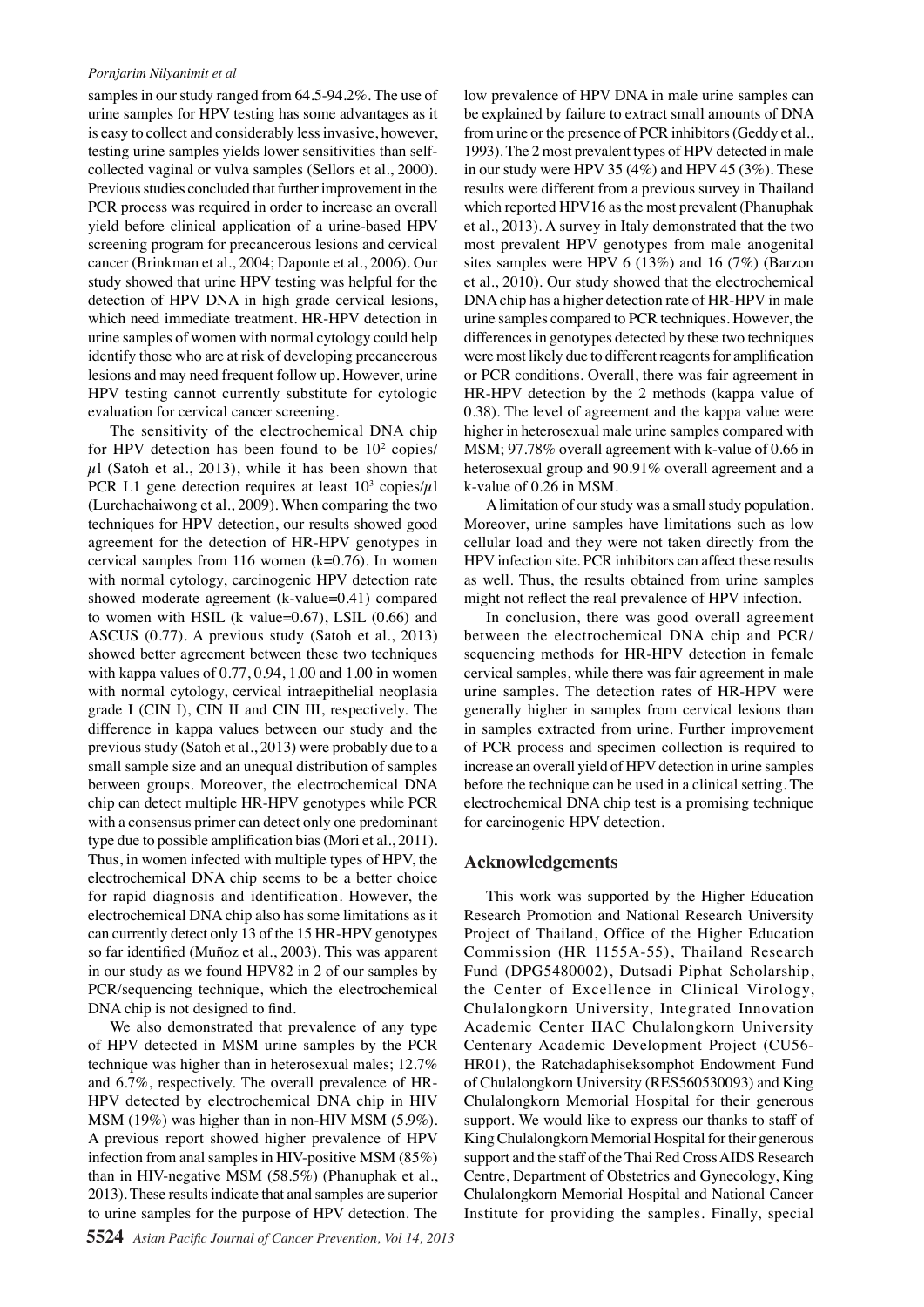samples in our study ranged from 64.5-94.2%. The use of urine samples for HPV testing has some advantages as it is easy to collect and considerably less invasive, however, testing urine samples yields lower sensitivities than self-collected vaginal or vulva samples (Sellors et al., 2000). Previous studies concluded that further improvement in the PCR process was required in order to increase an overall yield before clinical application of a urine-based HPV screening program for precancerous lesions and cervical cancer (Brinkman et al., 2004; Daponte et al., 2006). Our study showed that urine HPV testing was helpful for the detection of HPV DNA in high grade cervical lesions, which need immediate treatment. HR-HPV detection in urine samples of women with normal cytology could help identify those who are at risk of developing precancerous lesions and may need frequent follow up. However, urine HPV testing cannot currently substitute for cytologic evaluation for cervical cancer screening.

The sensitivity of the electrochemical DNA chip for HPV detection has been found to be $10^2$ copies/$\mu$l (Satoh et al., 2013), while it has been shown that PCR L1 gene detection requires at least $10^3$ copies/$\mu$l (Lurchachaiwong et al., 2009). When comparing the two techniques for HPV detection, our results showed good agreement for the detection of HR-HPV genotypes in cervical samples from 116 women (k=0.76). In women with normal cytology, carcinogenic HPV detection rate showed moderate agreement (k-value=0.41) compared to women with HSIL (k value=0.67), LSIL (0.66) and ASCUS (0.77). A previous study (Satoh et al., 2013) showed better agreement between these two techniques with kappa values of 0.77, 0.94, 1.00 and 1.00 in women with normal cytology, cervical intraepithelial neoplasia grade I (CIN I), CIN II and CIN III, respectively. The difference in kappa values between our study and the previous study (Satoh et al., 2013) were probably due to a small sample size and an unequal distribution of samples between groups. Moreover, the electrochemical DNA chip can detect multiple HR-HPV genotypes while PCR with a consensus primer can detect only one predominant type due to possible amplification bias (Mori et al., 2011). Thus, in women infected with multiple types of HPV, the electrochemical DNA chip seems to be a better choice for rapid diagnosis and identification. However, the electrochemical DNA chip also has some limitations as it can currently detect only 13 of the 15 HR-HPV genotypes so far identified (Muñoz et al., 2003). This was apparent in our study as we found HPV82 in 2 of our samples by PCR/sequencing technique, which the electrochemical DNA chip is not designed to find.

We also demonstrated that prevalence of any type of HPV detected in MSM urine samples by the PCR technique was higher than in heterosexual males; 12.7% and 6.7%, respectively. The overall prevalence of HR-HPV detected by electrochemical DNA chip in HIV MSM (19%) was higher than in non-HIV MSM (5.9%). A previous report showed higher prevalence of HPV infection from anal samples in HIV-positive MSM (85%) than in HIV-negative MSM (58.5%) (Phanuphak et al., 2013). These results indicate that anal samples are superior to urine samples for the purpose of HPV detection. The low prevalence of HPV DNA in male urine samples can be explained by failure to extract small amounts of DNA from urine or the presence of PCR inhibitors (Geddy et al., 1993). The 2 most prevalent types of HPV detected in male in our study were HPV 35 (4%) and HPV 45 (3%). These results were different from a previous survey in Thailand which reported HPV16 as the most prevalent (Phanuphak et al., 2013). A survey in Italy demonstrated that the two most prevalent HPV genotypes from male anogenital sites samples were HPV 6 (13%) and 16 (7%) (Barzon et al., 2010). Our study showed that the electrochemical DNA chip has a higher detection rate of HR-HPV in male urine samples compared to PCR techniques. However, the differences in genotypes detected by these two techniques were most likely due to different reagents for amplification or PCR conditions. Overall, there was fair agreement in HR-HPV detection by the 2 methods (kappa value of 0.38). The level of agreement and the kappa value were higher in heterosexual male urine samples compared with MSM; 97.78% overall agreement with k-value of 0.66 in heterosexual group and 90.91% overall agreement and a k-value of 0.26 in MSM.

A limitation of our study was a small study population. Moreover, urine samples have limitations such as low cellular load and they were not taken directly from the HPV infection site. PCR inhibitors can affect these results as well. Thus, the results obtained from urine samples might not reflect the real prevalence of HPV infection.

In conclusion, there was good overall agreement between the electrochemical DNA chip and PCR/sequencing methods for HR-HPV detection in female cervical samples, while there was fair agreement in male urine samples. The detection rates of HR-HPV were generally higher in samples from cervical lesions than in samples extracted from urine. Further improvement of PCR process and specimen collection is required to increase an overall yield of HPV detection in urine samples before the technique can be used in a clinical setting. The electrochemical DNA chip test is a promising technique for carcinogenic HPV detection.

## Acknowledgements

This work was supported by the Higher Education Research Promotion and National Research University Project of Thailand, Office of the Higher Education Commission (HR 1155A-55), Thailand Research Fund (DPG5480002), Dutsadi Piphat Scholarship, the Center of Excellence in Clinical Virology, Chulalongkorn University, Integrated Innovation Academic Center IIAC Chulalongkorn University Centenary Academic Development Project (CU56-HR01), the Ratchadaphiseksomphot Endowment Fund of Chulalongkorn University (RES560530093) and King Chulalongkorn Memorial Hospital for their generous support. We would like to express our thanks to staff of King Chulalongkorn Memorial Hospital for their generous support and the staff of the Thai Red Cross AIDS Research Centre, Department of Obstetrics and Gynecology, King Chulalongkorn Memorial Hospital and National Cancer Institute for providing the samples. Finally, special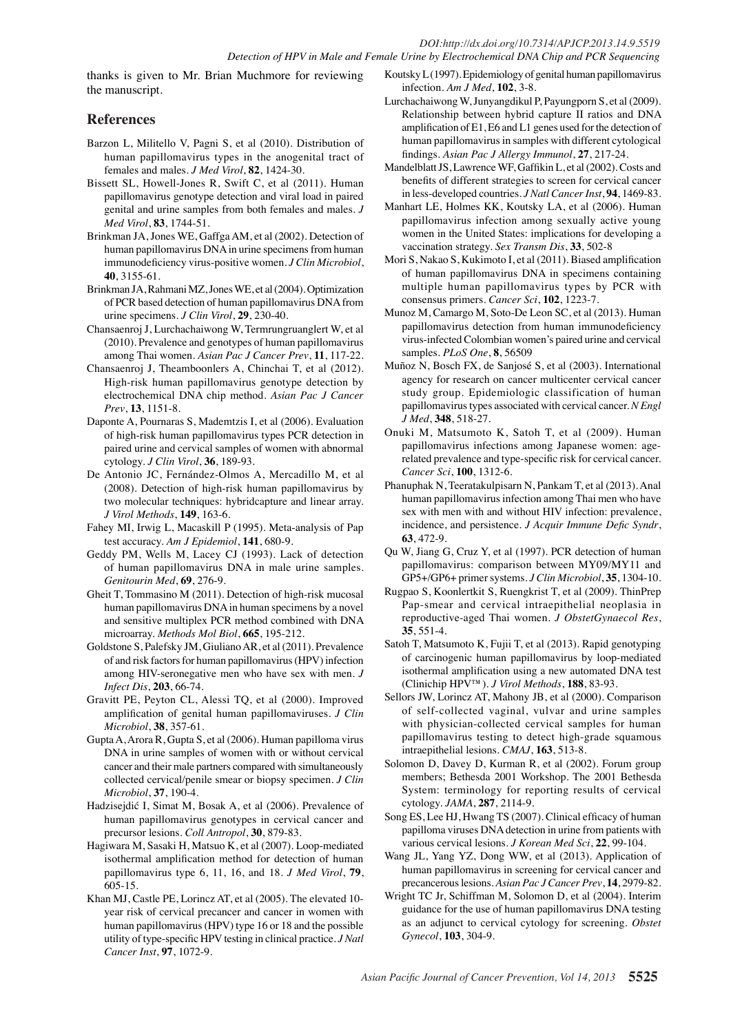thanks is given to Mr. Brian Muchmore for reviewing the manuscript.

## References

Barzon L, Militello V, Pagni S, et al (2010). Distribution of human papillomavirus types in the anogenital tract of females and males. *J Med Virol*, **82**, 1424-30.

Bissett SL, Howell-Jones R, Swift C, et al (2011). Human papillomavirus genotype detection and viral load in paired genital and urine samples from both females and males. *J Med Virol*, **83**, 1744-51.

Brinkman JA, Jones WE, Gaffga AM, et al (2002). Detection of human papillomavirus DNA in urine specimens from human immunodeficiency virus-positive women. *J Clin Microbiol*, **40**, 3155-61.

Brinkman JA, Rahmani MZ, Jones WE, et al (2004). Optimization of PCR based detection of human papillomavirus DNA from urine specimens. *J Clin Virol*, **29**, 230-40.

Chansaenroj J, Lurchachaiwong W, Termrungruanglert W, et al (2010). Prevalence and genotypes of human papillomavirus among Thai women. *Asian Pac J Cancer Prev*, **11**, 117-22.

Chansaenroj J, Theamboonlers A, Chinchai T, et al (2012). High-risk human papillomavirus genotype detection by electrochemical DNA chip method. *Asian Pac J Cancer Prev*, **13**, 1151-8.

Daponte A, Pournaras S, Mademtzis I, et al (2006). Evaluation of high-risk human papillomavirus types PCR detection in paired urine and cervical samples of women with abnormal cytology. *J Clin Virol*, **36**, 189-93.

De Antonio JC, Fernández-Olmos A, Mercadillo M, et al (2008). Detection of high-risk human papillomavirus by two molecular techniques: hybridcapture and linear array. *J Virol Methods*, **149**, 163-6.

Fahey MI, Irwig L, Macaskill P (1995). Meta-analysis of Pap test accuracy. *Am J Epidemiol*, **141**, 680-9.

Geddy PM, Wells M, Lacey CJ (1993). Lack of detection of human papillomavirus DNA in male urine samples. *Genitourin Med*, **69**, 276-9.

Gheit T, Tommasino M (2011). Detection of high-risk mucosal human papillomavirus DNA in human specimens by a novel and sensitive multiplex PCR method combined with DNA microarray. *Methods Mol Biol*, **665**, 195-212.

Goldstone S, Palefsky JM, Giuliano AR, et al (2011). Prevalence of and risk factors for human papillomavirus (HPV) infection among HIV-seronegative men who have sex with men. *J Infect Dis*, **203**, 66-74.

Gravitt PE, Peyton CL, Alessi TQ, et al (2000). Improved amplification of genital human papillomaviruses. *J Clin Microbiol*, **38**, 357-61.

Gupta A, Arora R, Gupta S, et al (2006). Human papilloma virus DNA in urine samples of women with or without cervical cancer and their male partners compared with simultaneously collected cervical/penile smear or biopsy specimen. *J Clin Microbiol*, **37**, 190-4.

Hadzisejdić I, Simat M, Bosak A, et al (2006). Prevalence of human papillomavirus genotypes in cervical cancer and precursor lesions. *Coll Antropol*, **30**, 879-83.

Hagiwara M, Sasaki H, Matsuo K, et al (2007). Loop-mediated isothermal amplification method for detection of human papillomavirus type 6, 11, 16, and 18. *J Med Virol*, **79**, 605-15.

Khan MJ, Castle PE, Lorincz AT, et al (2005). The elevated 10-year risk of cervical precancer and cancer in women with human papillomavirus (HPV) type 16 or 18 and the possible utility of type-specific HPV testing in clinical practice. *J Natl Cancer Inst*, **97**, 1072-9.

Koutsky L (1997). Epidemiology of genital human papillomavirus infection. *Am J Med*, **102**, 3-8.

Lurchachaiwong W, Junyangdikul P, Payungporn S, et al (2009). Relationship between hybrid capture II ratios and DNA amplification of E1, E6 and L1 genes used for the detection of human papillomavirus in samples with different cytological findings. *Asian Pac J Allergy Immunol*, **27**, 217-24.

Mandelblatt JS, Lawrence WF, Gaffikin L, et al (2002). Costs and benefits of different strategies to screen for cervical cancer in less-developed countries. *J Natl Cancer Inst*, **94**, 1469-83.

Manhart LE, Holmes KK, Koutsky LA, et al (2006). Human papillomavirus infection among sexually active young women in the United States: implications for developing a vaccination strategy. *Sex Transm Dis*, **33**, 502-8

Mori S, Nakao S, Kukimoto I, et al (2011). Biased amplification of human papillomavirus DNA in specimens containing multiple human papillomavirus types by PCR with consensus primers. *Cancer Sci*, **102**, 1223-7.

Munoz M, Camargo M, Soto-De Leon SC, et al (2013). Human papillomavirus detection from human immunodeficiency virus-infected Colombian women's paired urine and cervical samples. *PLoS One*, **8**, 56509

Muñoz N, Bosch FX, de Sanjosé S, et al (2003). International agency for research on cancer multicenter cervical cancer study group. Epidemiologic classification of human papillomavirus types associated with cervical cancer. *N Engl J Med*, **348**, 518-27.

Onuki M, Matsumoto K, Satoh T, et al (2009). Human papillomavirus infections among Japanese women: age-related prevalence and type-specific risk for cervical cancer. *Cancer Sci*, **100**, 1312-6.

Phanuphak N, Teeratakulpisarn N, Pankam T, et al (2013). Anal human papillomavirus infection among Thai men who have sex with men with and without HIV infection: prevalence, incidence, and persistence. *J Acquir Immune Defic Syndr*, **63**, 472-9.

Qu W, Jiang G, Cruz Y, et al (1997). PCR detection of human papillomavirus: comparison between MY09/MY11 and GP5+/GP6+ primer systems. *J Clin Microbiol*, **35**, 1304-10.

Rugpao S, Koonlertkit S, Ruengkrist T, et al (2009). ThinPrep Pap-smear and cervical intraepithelial neoplasia in reproductive-aged Thai women. *J ObstetGynaecol Res*, **35**, 551-4.

Satoh T, Matsumoto K, Fujii T, et al (2013). Rapid genotyping of carcinogenic human papillomavirus by loop-mediated isothermal amplification using a new automated DNA test (Clinichip HPV™). *J Virol Methods*, **188**, 83-93.

Sellors JW, Lorincz AT, Mahony JB, et al (2000). Comparison of self-collected vaginal, vulvar and urine samples with physician-collected cervical samples for human papillomavirus testing to detect high-grade squamous intraepithelial lesions. *CMAJ*, **163**, 513-8.

Solomon D, Davey D, Kurman R, et al (2002). Forum group members; Bethesda 2001 Workshop. The 2001 Bethesda System: terminology for reporting results of cervical cytology. *JAMA*, **287**, 2114-9.

Song ES, Lee HJ, Hwang TS (2007). Clinical efficacy of human papilloma viruses DNA detection in urine from patients with various cervical lesions. *J Korean Med Sci*, **22**, 99-104.

Wang JL, Yang YZ, Dong WW, et al (2013). Application of human papillomavirus in screening for cervical cancer and precancerous lesions. *Asian Pac J Cancer Prev*, **14**, 2979-82.

Wright TC Jr, Schiffman M, Solomon D, et al (2004). Interim guidance for the use of human papillomavirus DNA testing as an adjunct to cervical cytology for screening. *Obstet Gynecol*, **103**, 304-9.